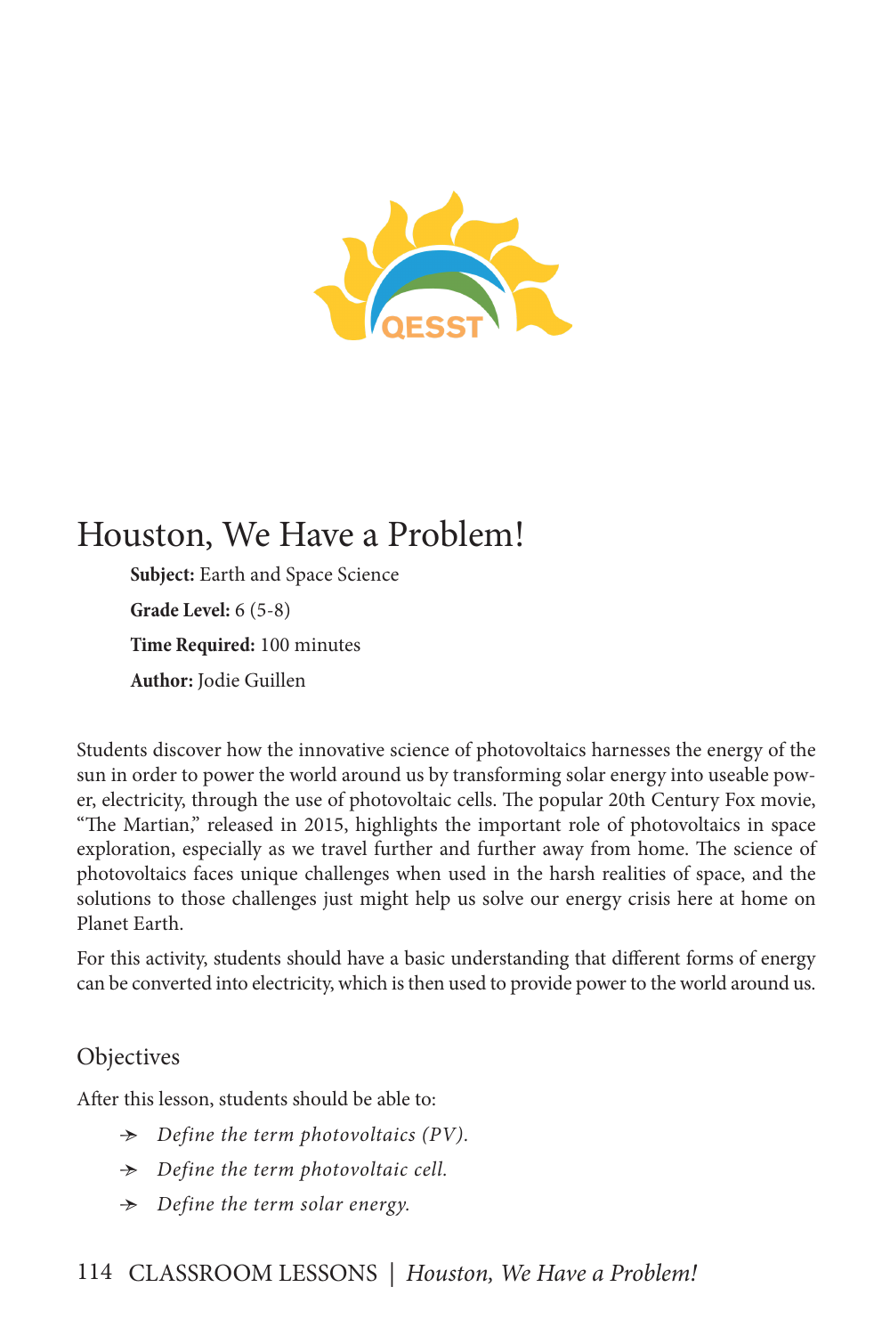QESST

# Houston, We Have a Problem!

**Subject:** Earth and Space Science

**Grade Level:** 6 (5-8)

**Time Required:** 100 minutes

**Author:** Jodie Guillen

Students discover how the innovative science of photovoltaics harnesses the energy of the sun in order to power the world around us by transforming solar energy into useable power, electricity, through the use of photovoltaic cells. The popular 20th Century Fox movie, "The Martian," released in 2015, highlights the important role of photovoltaics in space exploration, especially as we travel further and further away from home. The science of photovoltaics faces unique challenges when used in the harsh realities of space, and the solutions to those challenges just might help us solve our energy crisis here at home on Planet Earth.

For this activity, students should have a basic understanding that different forms of energy can be converted into electricity, which is then used to provide power to the world around us.

## Objectives

After this lesson, students should be able to:

- *Define the term photovoltaics (PV).*
- *Define the term photovoltaic cell.*
- *Define the term solar energy.*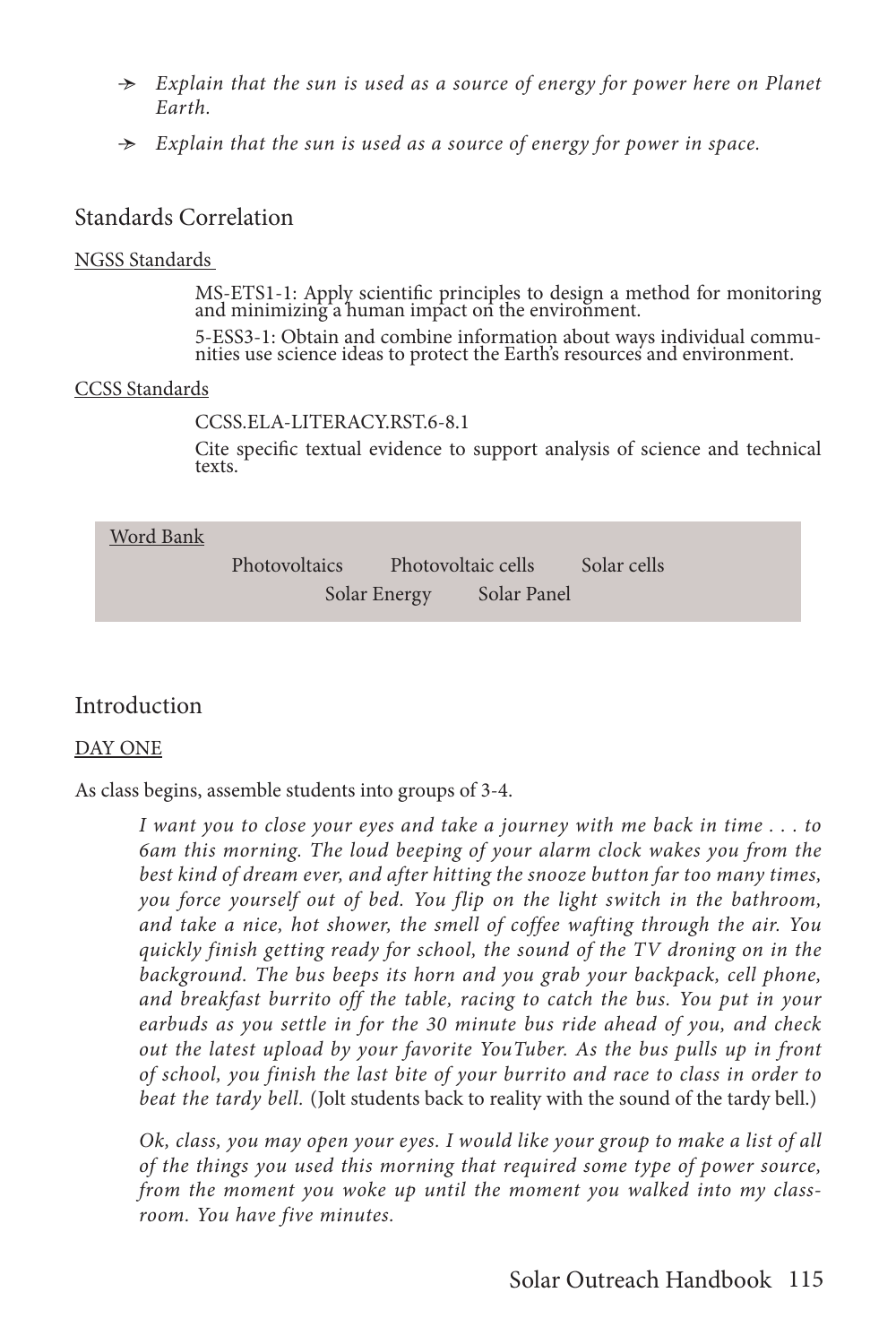- *Explain that the sun is used as a source of energy for power here on Planet Earth.*
- *Explain that the sun is used as a source of energy for power in space.*

## Standards Correlation

NGSS Standards

> MS-ETS1-1: Apply scientific principles to design a method for monitoring and minimizing a human impact on the environment.
>
> 5-ESS3-1: Obtain and combine information about ways individual communities use science ideas to protect the Earth's resources and environment.

CCSS Standards

> CCSS.ELA-LITERACY.RST.6-8.1
>
> Cite specific textual evidence to support analysis of science and technical texts.

**Word Bank**

Photovoltaics — Photovoltaic cells — Solar cells — Solar Energy — Solar Panel

## Introduction

DAY ONE

As class begins, assemble students into groups of 3-4.

> *I want you to close your eyes and take a journey with me back in time . . . to 6am this morning. The loud beeping of your alarm clock wakes you from the best kind of dream ever, and after hitting the snooze button far too many times, you force yourself out of bed. You flip on the light switch in the bathroom, and take a nice, hot shower, the smell of coffee wafting through the air. You quickly finish getting ready for school, the sound of the TV droning on in the background. The bus beeps its horn and you grab your backpack, cell phone, and breakfast burrito off the table, racing to catch the bus. You put in your earbuds as you settle in for the 30 minute bus ride ahead of you, and check out the latest upload by your favorite YouTuber. As the bus pulls up in front of school, you finish the last bite of your burrito and race to class in order to beat the tardy bell.* (Jolt students back to reality with the sound of the tardy bell.)
>
> *Ok, class, you may open your eyes. I would like your group to make a list of all of the things you used this morning that required some type of power source, from the moment you woke up until the moment you walked into my classroom. You have five minutes.*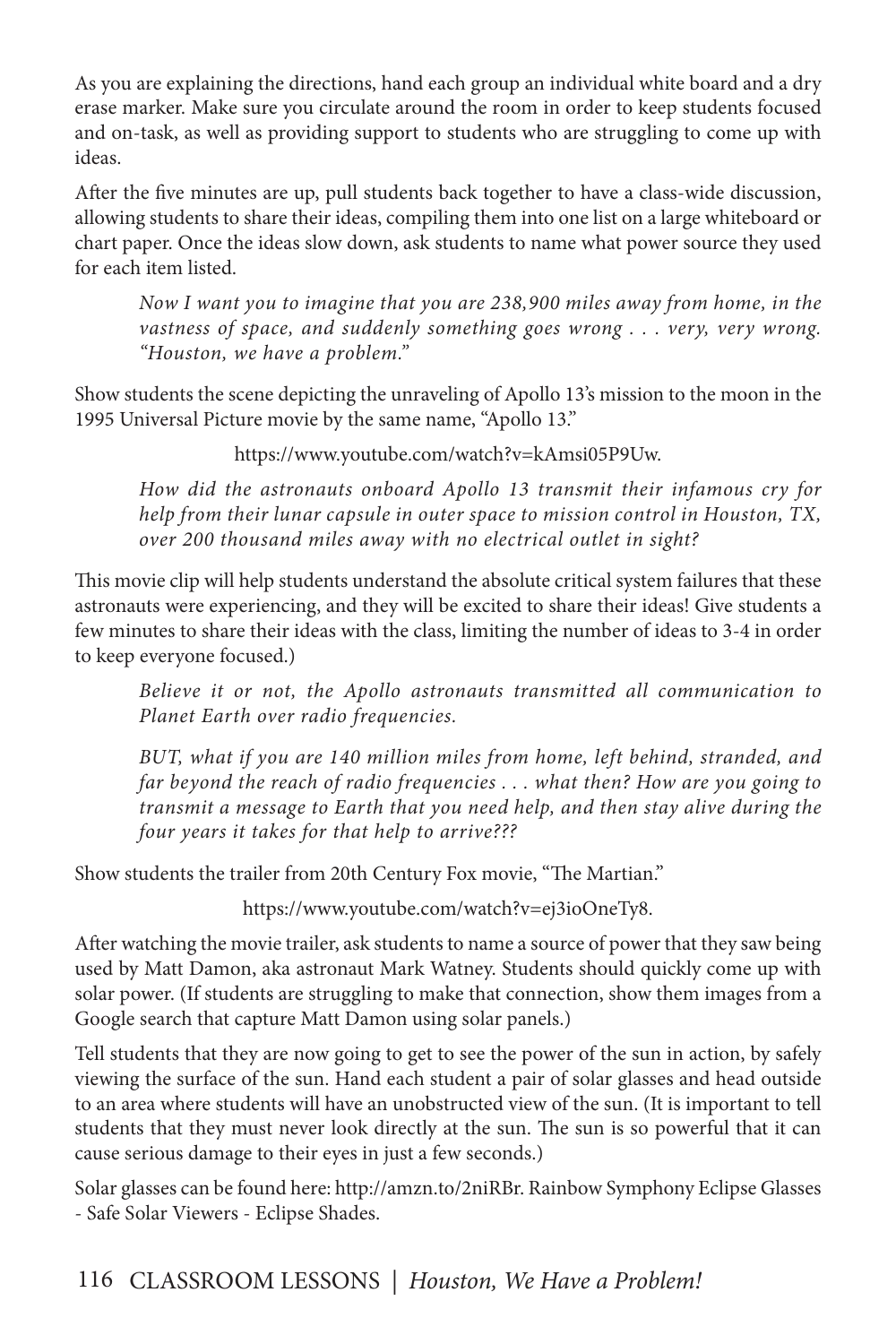As you are explaining the directions, hand each group an individual white board and a dry erase marker. Make sure you circulate around the room in order to keep students focused and on-task, as well as providing support to students who are struggling to come up with ideas.

After the five minutes are up, pull students back together to have a class-wide discussion, allowing students to share their ideas, compiling them into one list on a large whiteboard or chart paper. Once the ideas slow down, ask students to name what power source they used for each item listed.

> *Now I want you to imagine that you are 238,900 miles away from home, in the vastness of space, and suddenly something goes wrong . . . very, very wrong. "Houston, we have a problem."*

Show students the scene depicting the unraveling of Apollo 13's mission to the moon in the 1995 Universal Picture movie by the same name, "Apollo 13."

https://www.youtube.com/watch?v=kAmsi05P9Uw.

> *How did the astronauts onboard Apollo 13 transmit their infamous cry for help from their lunar capsule in outer space to mission control in Houston, TX, over 200 thousand miles away with no electrical outlet in sight?*

This movie clip will help students understand the absolute critical system failures that these astronauts were experiencing, and they will be excited to share their ideas! Give students a few minutes to share their ideas with the class, limiting the number of ideas to 3-4 in order to keep everyone focused.)

> *Believe it or not, the Apollo astronauts transmitted all communication to Planet Earth over radio frequencies.*
>
> *BUT, what if you are 140 million miles from home, left behind, stranded, and far beyond the reach of radio frequencies . . . what then? How are you going to transmit a message to Earth that you need help, and then stay alive during the four years it takes for that help to arrive???*

Show students the trailer from 20th Century Fox movie, "The Martian."

https://www.youtube.com/watch?v=ej3ioOneTy8.

After watching the movie trailer, ask students to name a source of power that they saw being used by Matt Damon, aka astronaut Mark Watney. Students should quickly come up with solar power. (If students are struggling to make that connection, show them images from a Google search that capture Matt Damon using solar panels.)

Tell students that they are now going to get to see the power of the sun in action, by safely viewing the surface of the sun. Hand each student a pair of solar glasses and head outside to an area where students will have an unobstructed view of the sun. (It is important to tell students that they must never look directly at the sun. The sun is so powerful that it can cause serious damage to their eyes in just a few seconds.)

Solar glasses can be found here: http://amzn.to/2niRBr. Rainbow Symphony Eclipse Glasses - Safe Solar Viewers - Eclipse Shades.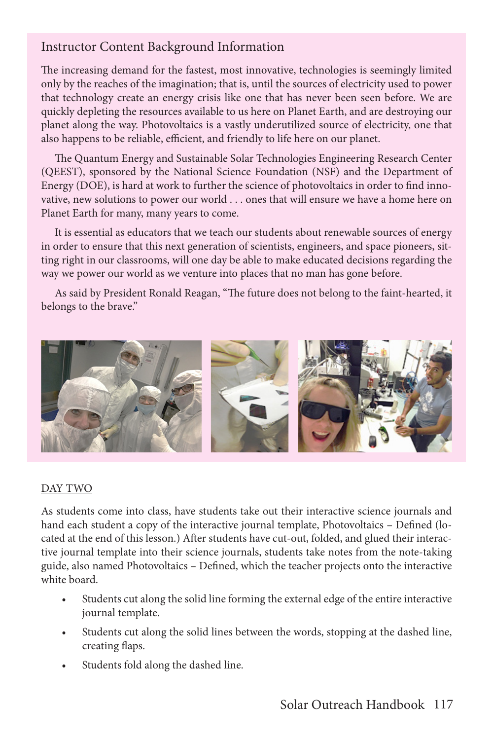## Instructor Content Background Information

The increasing demand for the fastest, most innovative, technologies is seemingly limited only by the reaches of the imagination; that is, until the sources of electricity used to power that technology create an energy crisis like one that has never been seen before. We are quickly depleting the resources available to us here on Planet Earth, and are destroying our planet along the way. Photovoltaics is a vastly underutilized source of electricity, one that also happens to be reliable, efficient, and friendly to life here on our planet.

The Quantum Energy and Sustainable Solar Technologies Engineering Research Center (QEEST), sponsored by the National Science Foundation (NSF) and the Department of Energy (DOE), is hard at work to further the science of photovoltaics in order to find innovative, new solutions to power our world . . . ones that will ensure we have a home here on Planet Earth for many, many years to come.

It is essential as educators that we teach our students about renewable sources of energy in order to ensure that this next generation of scientists, engineers, and space pioneers, sitting right in our classrooms, will one day be able to make educated decisions regarding the way we power our world as we venture into places that no man has gone before.

As said by President Ronald Reagan, "The future does not belong to the faint-hearted, it belongs to the brave."

DAY TWO

As students come into class, have students take out their interactive science journals and hand each student a copy of the interactive journal template, Photovoltaics – Defined (located at the end of this lesson.) After students have cut-out, folded, and glued their interactive journal template into their science journals, students take notes from the note-taking guide, also named Photovoltaics – Defined, which the teacher projects onto the interactive white board.

- Students cut along the solid line forming the external edge of the entire interactive journal template.
- Students cut along the solid lines between the words, stopping at the dashed line, creating flaps.
- Students fold along the dashed line.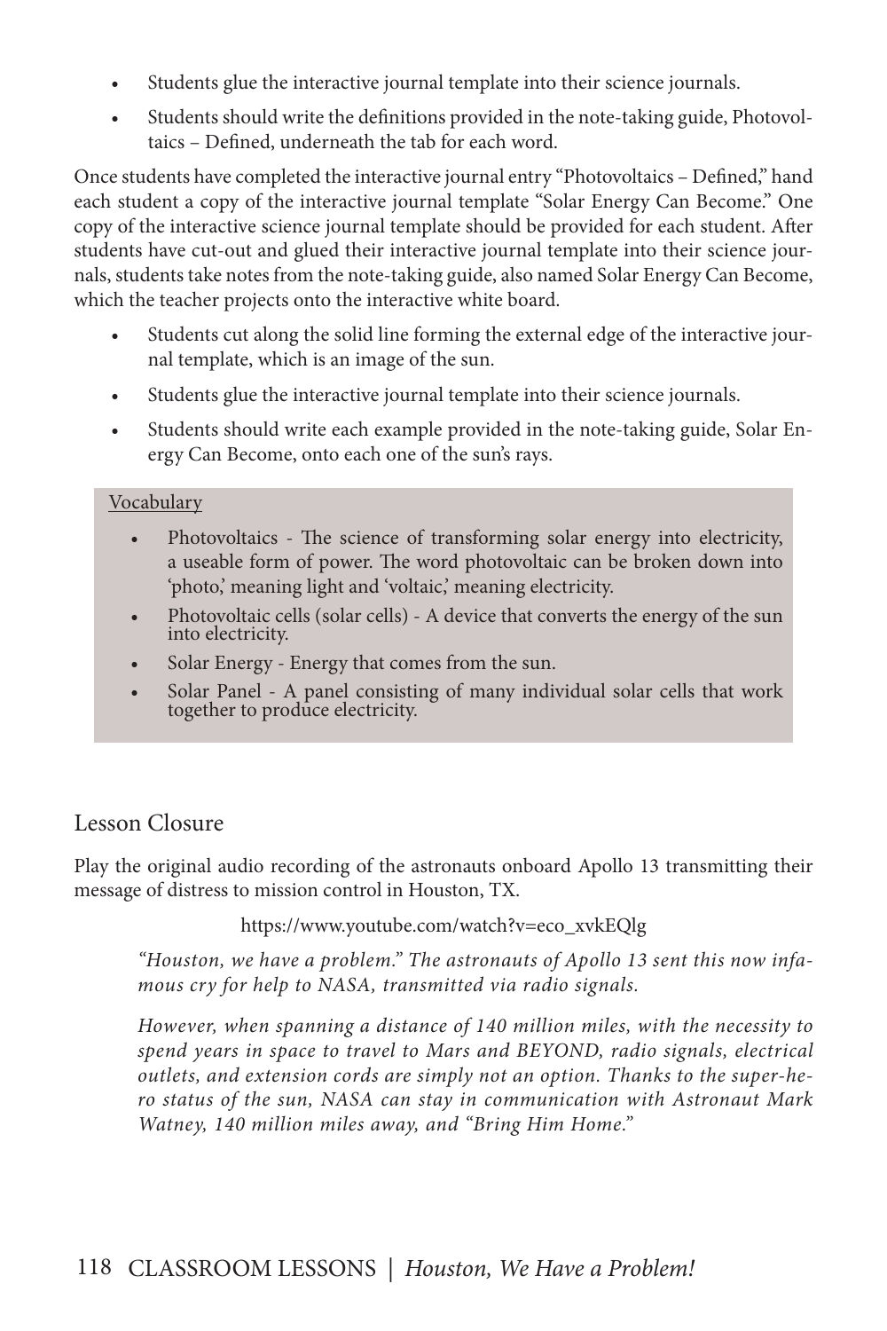- Students glue the interactive journal template into their science journals.
- Students should write the definitions provided in the note-taking guide, Photovoltaics – Defined, underneath the tab for each word.

Once students have completed the interactive journal entry "Photovoltaics – Defined," hand each student a copy of the interactive journal template "Solar Energy Can Become." One copy of the interactive science journal template should be provided for each student. After students have cut-out and glued their interactive journal template into their science journals, students take notes from the note-taking guide, also named Solar Energy Can Become, which the teacher projects onto the interactive white board.

- Students cut along the solid line forming the external edge of the interactive journal template, which is an image of the sun.
- Students glue the interactive journal template into their science journals.
- Students should write each example provided in the note-taking guide, Solar Energy Can Become, onto each one of the sun's rays.

Vocabulary

- Photovoltaics - The science of transforming solar energy into electricity, a useable form of power. The word photovoltaic can be broken down into 'photo,' meaning light and 'voltaic,' meaning electricity.
- Photovoltaic cells (solar cells) - A device that converts the energy of the sun into electricity.
- Solar Energy - Energy that comes from the sun.
- Solar Panel - A panel consisting of many individual solar cells that work together to produce electricity.

## Lesson Closure

Play the original audio recording of the astronauts onboard Apollo 13 transmitting their message of distress to mission control in Houston, TX.

https://www.youtube.com/watch?v=eco_xvkEQlg

*"Houston, we have a problem." The astronauts of Apollo 13 sent this now infamous cry for help to NASA, transmitted via radio signals.*

*However, when spanning a distance of 140 million miles, with the necessity to spend years in space to travel to Mars and BEYOND, radio signals, electrical outlets, and extension cords are simply not an option. Thanks to the super-hero status of the sun, NASA can stay in communication with Astronaut Mark Watney, 140 million miles away, and "Bring Him Home."*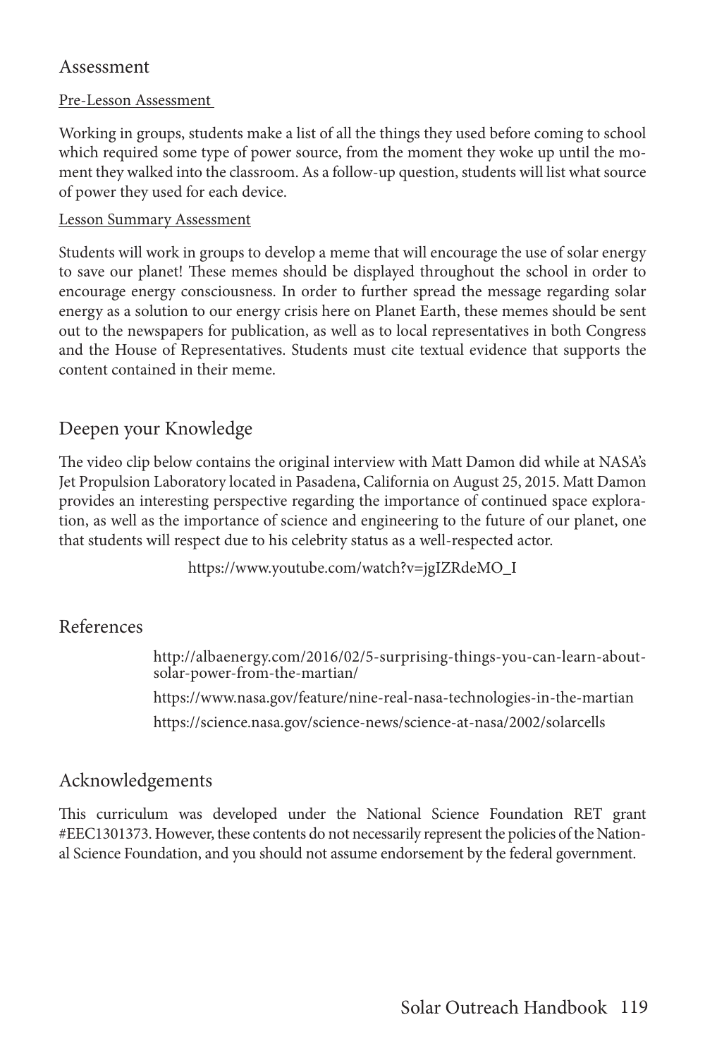## Assessment

### Pre-Lesson Assessment

Working in groups, students make a list of all the things they used before coming to school which required some type of power source, from the moment they woke up until the moment they walked into the classroom. As a follow-up question, students will list what source of power they used for each device.

### Lesson Summary Assessment

Students will work in groups to develop a meme that will encourage the use of solar energy to save our planet! These memes should be displayed throughout the school in order to encourage energy consciousness. In order to further spread the message regarding solar energy as a solution to our energy crisis here on Planet Earth, these memes should be sent out to the newspapers for publication, as well as to local representatives in both Congress and the House of Representatives. Students must cite textual evidence that supports the content contained in their meme.

## Deepen your Knowledge

The video clip below contains the original interview with Matt Damon did while at NASA's Jet Propulsion Laboratory located in Pasadena, California on August 25, 2015. Matt Damon provides an interesting perspective regarding the importance of continued space exploration, as well as the importance of science and engineering to the future of our planet, one that students will respect due to his celebrity status as a well-respected actor.

https://www.youtube.com/watch?v=jgIZRdeMO_I

## References

http://albaenergy.com/2016/02/5-surprising-things-you-can-learn-about-solar-power-from-the-martian/

https://www.nasa.gov/feature/nine-real-nasa-technologies-in-the-martian

https://science.nasa.gov/science-news/science-at-nasa/2002/solarcells

## Acknowledgements

This curriculum was developed under the National Science Foundation RET grant #EEC1301373. However, these contents do not necessarily represent the policies of the National Science Foundation, and you should not assume endorsement by the federal government.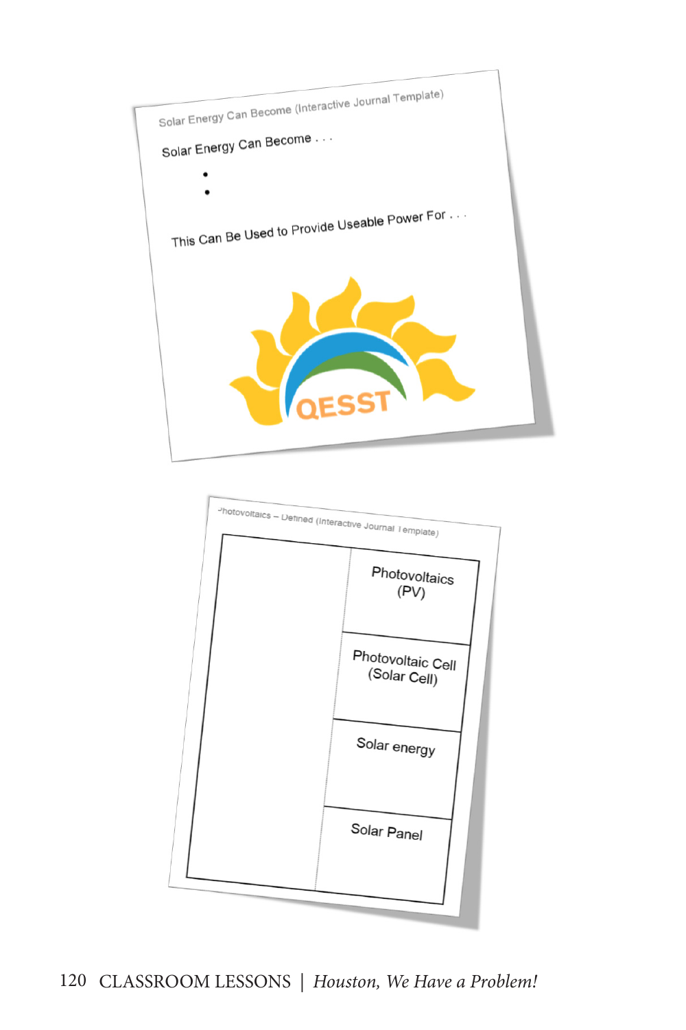Solar Energy Can Become (Interactive Journal Template)

Solar Energy Can Become . . .

- 
- 

This Can Be Used to Provide Useable Power For . . .

QESST

Photovoltaics – Defined (Interactive Journal Template)

| | |
|---|---|
| | Photovoltaics (PV) |
| | Photovoltaic Cell (Solar Cell) |
| | Solar energy |
| | Solar Panel |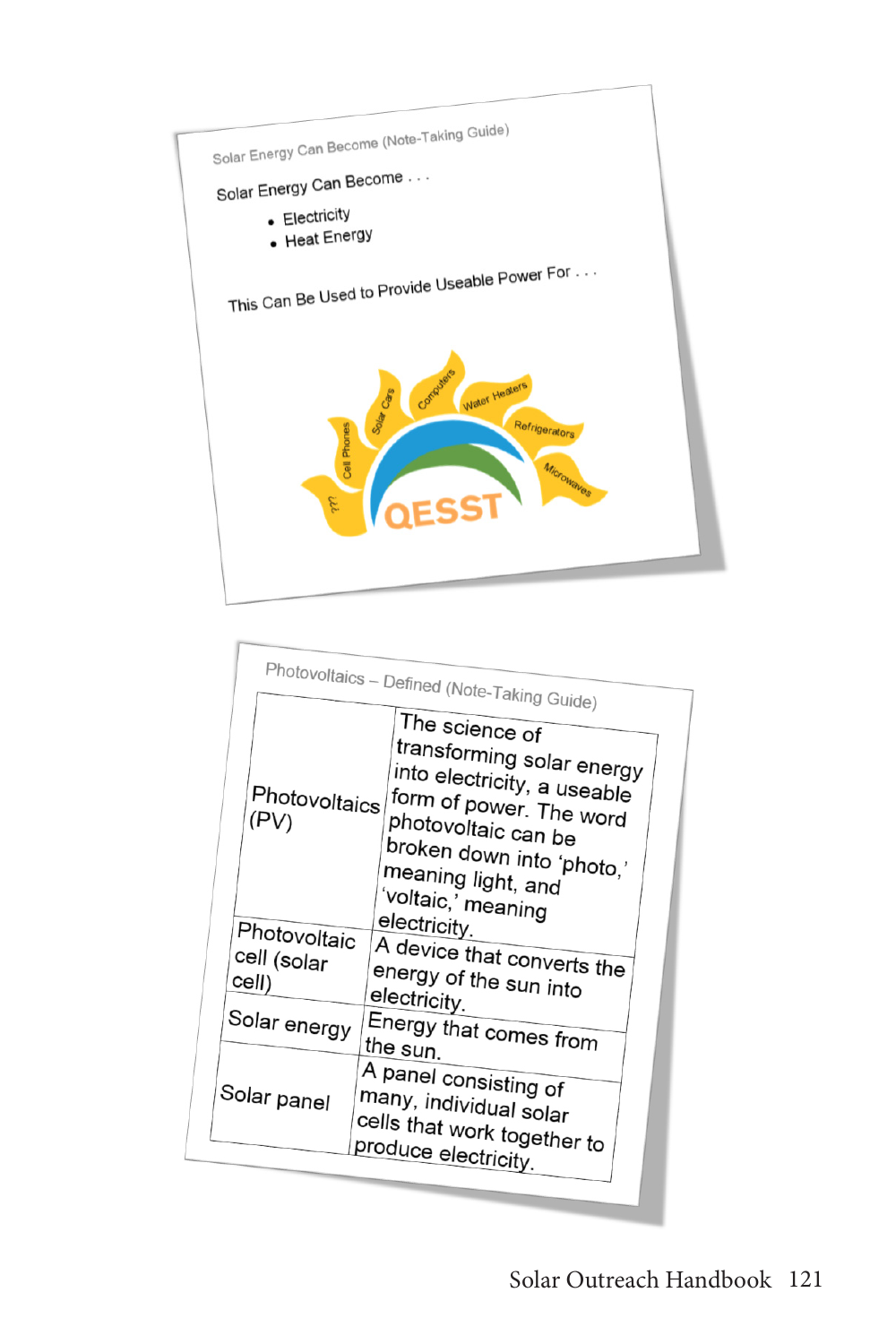Solar Energy Can Become (Note-Taking Guide)

Solar Energy Can Become . . .

- Electricity
- Heat Energy

This Can Be Used to Provide Useable Power For . . .

??? | Cell Phones | Solar Cars | Computers | Water Heaters | Refrigerators | Microwaves

QESST

Photovoltaics – Defined (Note-Taking Guide)

| | |
|---|---|
| Photovoltaics (PV) | The science of transforming solar energy into electricity, a useable form of power. The word photovoltaic can be broken down into 'photo,' meaning light, and 'voltaic,' meaning electricity. |
| Photovoltaic cell (solar cell) | A device that converts the energy of the sun into electricity. |
| Solar energy | Energy that comes from the sun. |
| Solar panel | A panel consisting of many, individual solar cells that work together to produce electricity. |